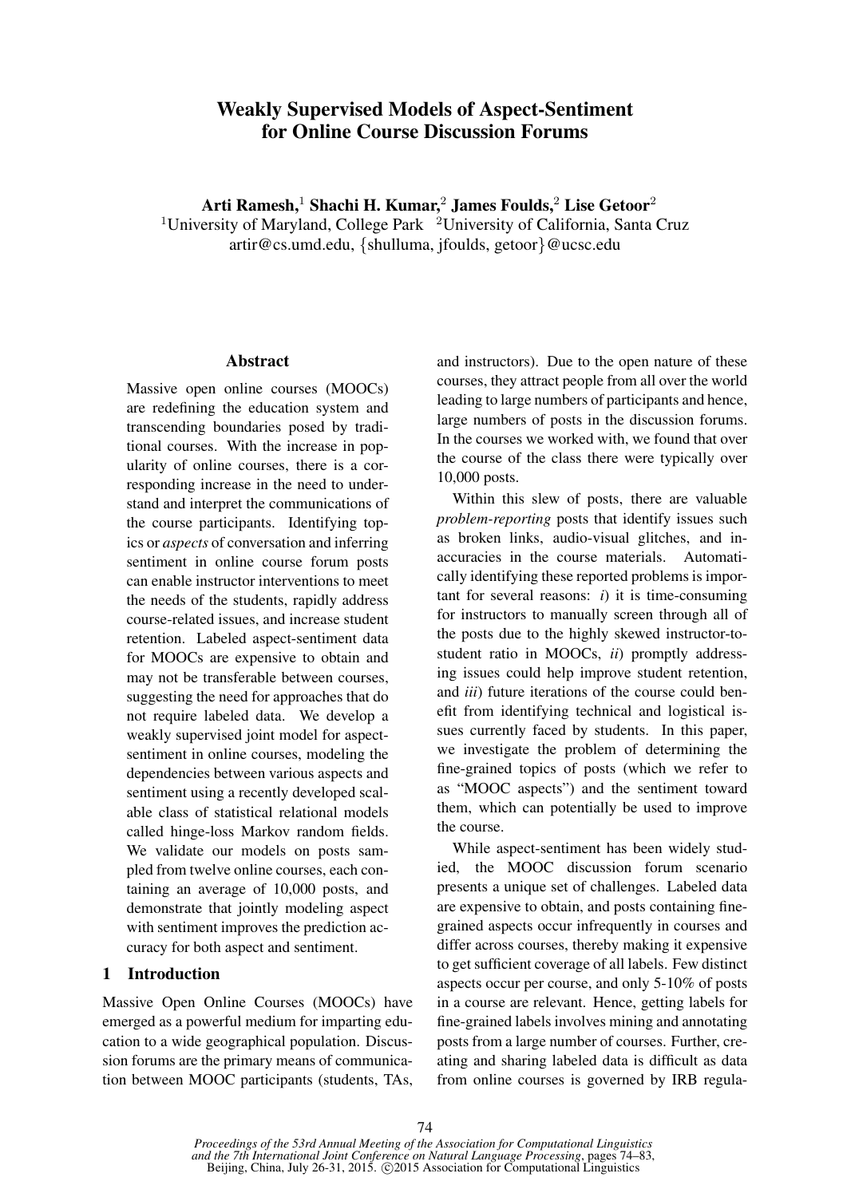# Weakly Supervised Models of Aspect-Sentiment for Online Course Discussion Forums

**Arti Ramesh,[1] Shachi H. Kumar,[2] James Foulds,[2] Lise Getoor[2]**

[1]University of Maryland, College Park [2]University of California, Santa Cruz

artir@cs.umd.edu, {shulluma, jfoulds, getoor}@ucsc.edu

## Abstract

Massive open online courses (MOOCs) are redefining the education system and transcending boundaries posed by traditional courses. With the increase in popularity of online courses, there is a corresponding increase in the need to understand and interpret the communications of the course participants. Identifying topics or *aspects* of conversation and inferring sentiment in online course forum posts can enable instructor interventions to meet the needs of the students, rapidly address course-related issues, and increase student retention. Labeled aspect-sentiment data for MOOCs are expensive to obtain and may not be transferable between courses, suggesting the need for approaches that do not require labeled data. We develop a weakly supervised joint model for aspect-sentiment in online courses, modeling the dependencies between various aspects and sentiment using a recently developed scalable class of statistical relational models called hinge-loss Markov random fields. We validate our models on posts sampled from twelve online courses, each containing an average of 10,000 posts, and demonstrate that jointly modeling aspect with sentiment improves the prediction accuracy for both aspect and sentiment.

## 1 Introduction

Massive Open Online Courses (MOOCs) have emerged as a powerful medium for imparting education to a wide geographical population. Discussion forums are the primary means of communication between MOOC participants (students, TAs, and instructors). Due to the open nature of these courses, they attract people from all over the world leading to large numbers of participants and hence, large numbers of posts in the discussion forums. In the courses we worked with, we found that over the course of the class there were typically over 10,000 posts.

Within this slew of posts, there are valuable *problem-reporting* posts that identify issues such as broken links, audio-visual glitches, and inaccuracies in the course materials. Automatically identifying these reported problems is important for several reasons: *i*) it is time-consuming for instructors to manually screen through all of the posts due to the highly skewed instructor-to-student ratio in MOOCs, *ii*) promptly addressing issues could help improve student retention, and *iii*) future iterations of the course could benefit from identifying technical and logistical issues currently faced by students. In this paper, we investigate the problem of determining the fine-grained topics of posts (which we refer to as "MOOC aspects") and the sentiment toward them, which can potentially be used to improve the course.

While aspect-sentiment has been widely studied, the MOOC discussion forum scenario presents a unique set of challenges. Labeled data are expensive to obtain, and posts containing fine-grained aspects occur infrequently in courses and differ across courses, thereby making it expensive to get sufficient coverage of all labels. Few distinct aspects occur per course, and only 5-10% of posts in a course are relevant. Hence, getting labels for fine-grained labels involves mining and annotating posts from a large number of courses. Further, creating and sharing labeled data is difficult as data from online courses is governed by IRB regula-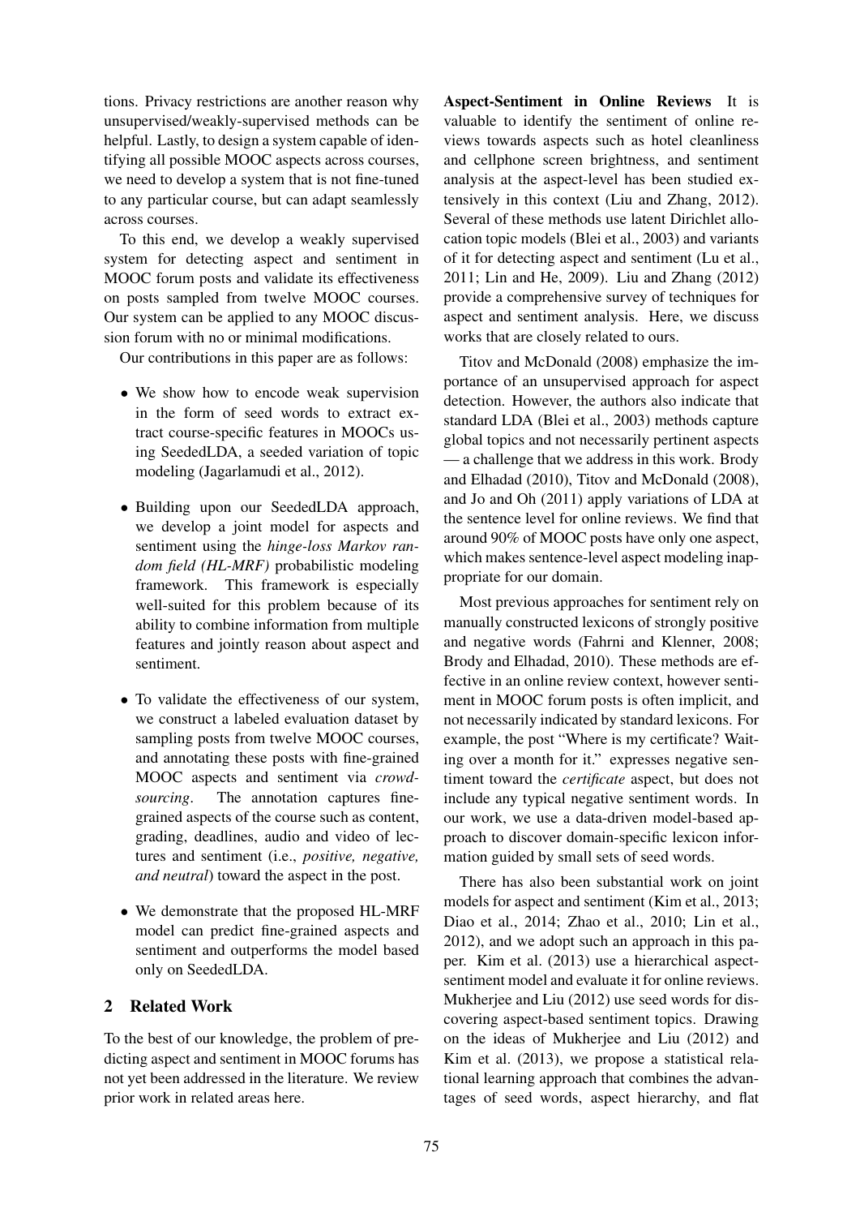tions. Privacy restrictions are another reason why unsupervised/weakly-supervised methods can be helpful. Lastly, to design a system capable of identifying all possible MOOC aspects across courses, we need to develop a system that is not fine-tuned to any particular course, but can adapt seamlessly across courses.

To this end, we develop a weakly supervised system for detecting aspect and sentiment in MOOC forum posts and validate its effectiveness on posts sampled from twelve MOOC courses. Our system can be applied to any MOOC discussion forum with no or minimal modifications.

Our contributions in this paper are as follows:

- We show how to encode weak supervision in the form of seed words to extract extract course-specific features in MOOCs using SeededLDA, a seeded variation of topic modeling (Jagarlamudi et al., 2012).
- Building upon our SeededLDA approach, we develop a joint model for aspects and sentiment using the *hinge-loss Markov random field (HL-MRF)* probabilistic modeling framework. This framework is especially well-suited for this problem because of its ability to combine information from multiple features and jointly reason about aspect and sentiment.
- To validate the effectiveness of our system, we construct a labeled evaluation dataset by sampling posts from twelve MOOC courses, and annotating these posts with fine-grained MOOC aspects and sentiment via *crowdsourcing*. The annotation captures fine-grained aspects of the course such as content, grading, deadlines, audio and video of lectures and sentiment (i.e., *positive, negative, and neutral*) toward the aspect in the post.
- We demonstrate that the proposed HL-MRF model can predict fine-grained aspects and sentiment and outperforms the model based only on SeededLDA.

## 2 Related Work

To the best of our knowledge, the problem of predicting aspect and sentiment in MOOC forums has not yet been addressed in the literature. We review prior work in related areas here.

**Aspect-Sentiment in Online Reviews** It is valuable to identify the sentiment of online reviews towards aspects such as hotel cleanliness and cellphone screen brightness, and sentiment analysis at the aspect-level has been studied extensively in this context (Liu and Zhang, 2012). Several of these methods use latent Dirichlet allocation topic models (Blei et al., 2003) and variants of it for detecting aspect and sentiment (Lu et al., 2011; Lin and He, 2009). Liu and Zhang (2012) provide a comprehensive survey of techniques for aspect and sentiment analysis. Here, we discuss works that are closely related to ours.

Titov and McDonald (2008) emphasize the importance of an unsupervised approach for aspect detection. However, the authors also indicate that standard LDA (Blei et al., 2003) methods capture global topics and not necessarily pertinent aspects — a challenge that we address in this work. Brody and Elhadad (2010), Titov and McDonald (2008), and Jo and Oh (2011) apply variations of LDA at the sentence level for online reviews. We find that around 90% of MOOC posts have only one aspect, which makes sentence-level aspect modeling inappropriate for our domain.

Most previous approaches for sentiment rely on manually constructed lexicons of strongly positive and negative words (Fahrni and Klenner, 2008; Brody and Elhadad, 2010). These methods are effective in an online review context, however sentiment in MOOC forum posts is often implicit, and not necessarily indicated by standard lexicons. For example, the post "Where is my certificate? Waiting over a month for it." expresses negative sentiment toward the *certificate* aspect, but does not include any typical negative sentiment words. In our work, we use a data-driven model-based approach to discover domain-specific lexicon information guided by small sets of seed words.

There has also been substantial work on joint models for aspect and sentiment (Kim et al., 2013; Diao et al., 2014; Zhao et al., 2010; Lin et al., 2012), and we adopt such an approach in this paper. Kim et al. (2013) use a hierarchical aspect-sentiment model and evaluate it for online reviews. Mukherjee and Liu (2012) use seed words for discovering aspect-based sentiment topics. Drawing on the ideas of Mukherjee and Liu (2012) and Kim et al. (2013), we propose a statistical relational learning approach that combines the advantages of seed words, aspect hierarchy, and flat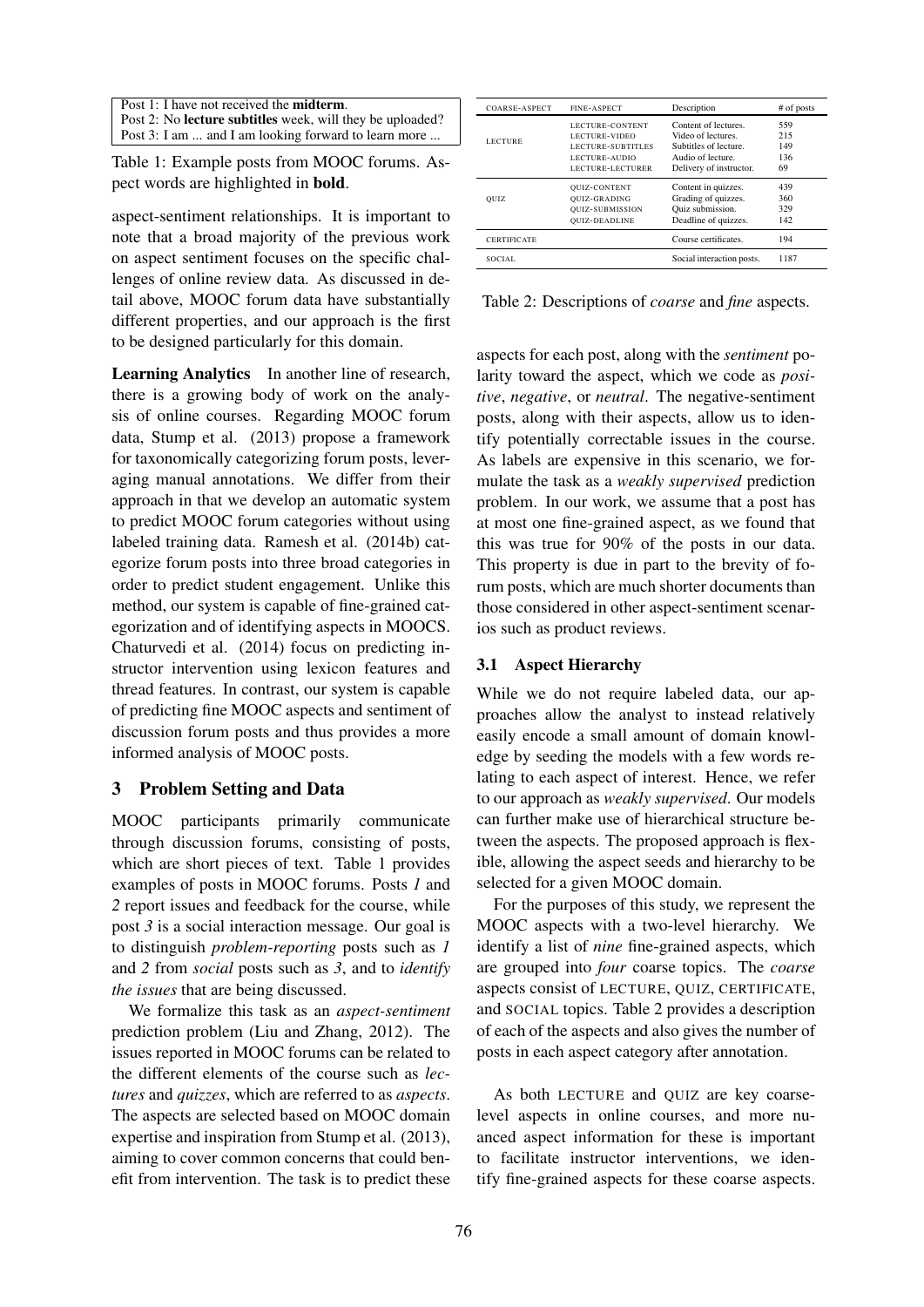| Post 1: I have not received the **midterm**. |
|---|
| Post 2: No **lecture subtitles** week, will they be uploaded? |
| Post 3: I am ... and I am looking forward to learn more ... |

Table 1: Example posts from MOOC forums. Aspect words are highlighted in **bold**.

aspect-sentiment relationships. It is important to note that a broad majority of the previous work on aspect sentiment focuses on the specific challenges of online review data. As discussed in detail above, MOOC forum data have substantially different properties, and our approach is the first to be designed particularly for this domain.

**Learning Analytics** In another line of research, there is a growing body of work on the analysis of online courses. Regarding MOOC forum data, Stump et al. (2013) propose a framework for taxonomically categorizing forum posts, leveraging manual annotations. We differ from their approach in that we develop an automatic system to predict MOOC forum categories without using labeled training data. Ramesh et al. (2014b) categorize forum posts into three broad categories in order to predict student engagement. Unlike this method, our system is capable of fine-grained categorization and of identifying aspects in MOOCS. Chaturvedi et al. (2014) focus on predicting instructor intervention using lexicon features and thread features. In contrast, our system is capable of predicting fine MOOC aspects and sentiment of discussion forum posts and thus provides a more informed analysis of MOOC posts.

## 3 Problem Setting and Data

MOOC participants primarily communicate through discussion forums, consisting of posts, which are short pieces of text. Table 1 provides examples of posts in MOOC forums. Posts *1* and *2* report issues and feedback for the course, while post *3* is a social interaction message. Our goal is to distinguish *problem-reporting* posts such as *1* and *2* from *social* posts such as *3*, and to *identify the issues* that are being discussed.

We formalize this task as an *aspect-sentiment* prediction problem (Liu and Zhang, 2012). The issues reported in MOOC forums can be related to the different elements of the course such as *lectures* and *quizzes*, which are referred to as *aspects*. The aspects are selected based on MOOC domain expertise and inspiration from Stump et al. (2013), aiming to cover common concerns that could benefit from intervention. The task is to predict these aspects for each post, along with the *sentiment* polarity toward the aspect, which we code as *positive*, *negative*, or *neutral*. The negative-sentiment posts, along with their aspects, allow us to identify potentially correctable issues in the course. As labels are expensive in this scenario, we formulate the task as a *weakly supervised* prediction problem. In our work, we assume that a post has at most one fine-grained aspect, as we found that this was true for 90% of the posts in our data. This property is due in part to the brevity of forum posts, which are much shorter documents than those considered in other aspect-sentiment scenarios such as product reviews.

| COARSE-ASPECT | FINE-ASPECT | Description | # of posts |
|---|---|---|---|
| LECTURE | LECTURE-CONTENT | Content of lectures. | 559 |
| | LECTURE-VIDEO | Video of lectures. | 215 |
| | LECTURE-SUBTITLES | Subtitles of lecture. | 149 |
| | LECTURE-AUDIO | Audio of lecture. | 136 |
| | LECTURE-LECTURER | Delivery of instructor. | 69 |
| QUIZ | QUIZ-CONTENT | Content in quizzes. | 439 |
| | QUIZ-GRADING | Grading of quizzes. | 360 |
| | QUIZ-SUBMISSION | Quiz submission. | 329 |
| | QUIZ-DEADLINE | Deadline of quizzes. | 142 |
| CERTIFICATE | | Course certificates. | 194 |
| SOCIAL | | Social interaction posts. | 1187 |

Table 2: Descriptions of *coarse* and *fine* aspects.

### 3.1 Aspect Hierarchy

While we do not require labeled data, our approaches allow the analyst to instead relatively easily encode a small amount of domain knowledge by seeding the models with a few words relating to each aspect of interest. Hence, we refer to our approach as *weakly supervised*. Our models can further make use of hierarchical structure between the aspects. The proposed approach is flexible, allowing the aspect seeds and hierarchy to be selected for a given MOOC domain.

For the purposes of this study, we represent the MOOC aspects with a two-level hierarchy. We identify a list of *nine* fine-grained aspects, which are grouped into *four* coarse topics. The *coarse* aspects consist of LECTURE, QUIZ, CERTIFICATE, and SOCIAL topics. Table 2 provides a description of each of the aspects and also gives the number of posts in each aspect category after annotation.

As both LECTURE and QUIZ are key coarse-level aspects in online courses, and more nuanced aspect information for these is important to facilitate instructor interventions, we identify fine-grained aspects for these coarse aspects.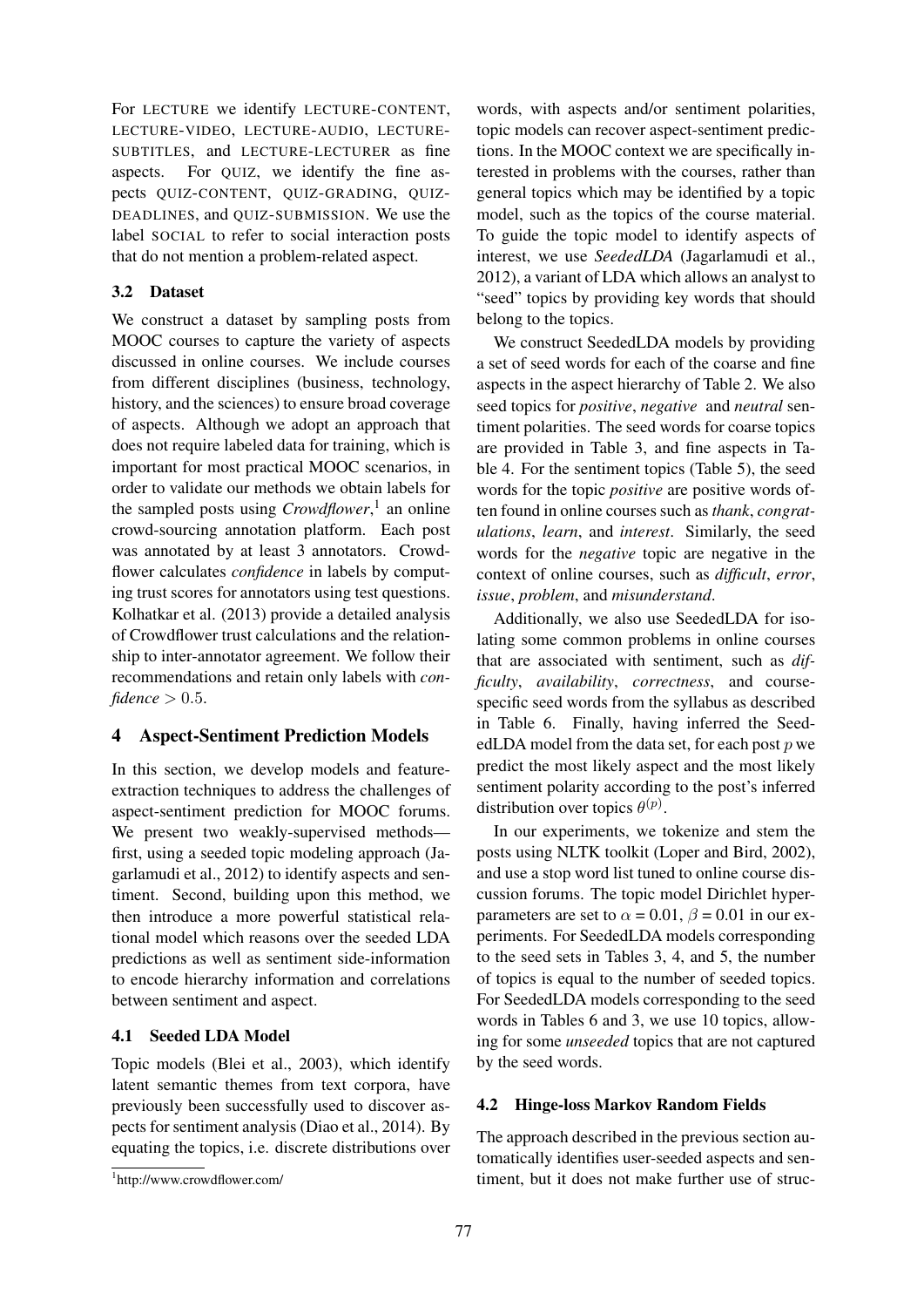For LECTURE we identify LECTURE-CONTENT, LECTURE-VIDEO, LECTURE-AUDIO, LECTURE-SUBTITLES, and LECTURE-LECTURER as fine aspects. For QUIZ, we identify the fine aspects QUIZ-CONTENT, QUIZ-GRADING, QUIZ-DEADLINES, and QUIZ-SUBMISSION. We use the label SOCIAL to refer to social interaction posts that do not mention a problem-related aspect.

### 3.2 Dataset

We construct a dataset by sampling posts from MOOC courses to capture the variety of aspects discussed in online courses. We include courses from different disciplines (business, technology, history, and the sciences) to ensure broad coverage of aspects. Although we adopt an approach that does not require labeled data for training, which is important for most practical MOOC scenarios, in order to validate our methods we obtain labels for the sampled posts using *Crowdflower*,[1] an online crowd-sourcing annotation platform. Each post was annotated by at least 3 annotators. Crowdflower calculates *confidence* in labels by computing trust scores for annotators using test questions. Kolhatkar et al. (2013) provide a detailed analysis of Crowdflower trust calculations and the relationship to inter-annotator agreement. We follow their recommendations and retain only labels with *confidence* $> 0.5$.

## 4 Aspect-Sentiment Prediction Models

In this section, we develop models and feature-extraction techniques to address the challenges of aspect-sentiment prediction for MOOC forums. We present two weakly-supervised methods—first, using a seeded topic modeling approach (Jagarlamudi et al., 2012) to identify aspects and sentiment. Second, building upon this method, we then introduce a more powerful statistical relational model which reasons over the seeded LDA predictions as well as sentiment side-information to encode hierarchy information and correlations between sentiment and aspect.

### 4.1 Seeded LDA Model

Topic models (Blei et al., 2003), which identify latent semantic themes from text corpora, have previously been successfully used to discover aspects for sentiment analysis (Diao et al., 2014). By equating the topics, i.e. discrete distributions over words, with aspects and/or sentiment polarities, topic models can recover aspect-sentiment predictions. In the MOOC context we are specifically interested in problems with the courses, rather than general topics which may be identified by a topic model, such as the topics of the course material. To guide the topic model to identify aspects of interest, we use *SeededLDA* (Jagarlamudi et al., 2012), a variant of LDA which allows an analyst to "seed" topics by providing key words that should belong to the topics.

We construct SeededLDA models by providing a set of seed words for each of the coarse and fine aspects in the aspect hierarchy of Table 2. We also seed topics for *positive*, *negative* and *neutral* sentiment polarities. The seed words for coarse topics are provided in Table 3, and fine aspects in Table 4. For the sentiment topics (Table 5), the seed words for the topic *positive* are positive words often found in online courses such as *thank*, *congratulations*, *learn*, and *interest*. Similarly, the seed words for the *negative* topic are negative in the context of online courses, such as *difficult*, *error*, *issue*, *problem*, and *misunderstand*.

Additionally, we also use SeededLDA for isolating some common problems in online courses that are associated with sentiment, such as *difficulty*, *availability*, *correctness*, and course-specific seed words from the syllabus as described in Table 6. Finally, having inferred the SeededLDA model from the data set, for each post $p$ we predict the most likely aspect and the most likely sentiment polarity according to the post's inferred distribution over topics $\theta^{(p)}$.

In our experiments, we tokenize and stem the posts using NLTK toolkit (Loper and Bird, 2002), and use a stop word list tuned to online course discussion forums. The topic model Dirichlet hyperparameters are set to $\alpha = 0.01$, $\beta = 0.01$ in our experiments. For SeededLDA models corresponding to the seed sets in Tables 3, 4, and 5, the number of topics is equal to the number of seeded topics. For SeededLDA models corresponding to the seed words in Tables 6 and 3, we use 10 topics, allowing for some *unseeded* topics that are not captured by the seed words.

### 4.2 Hinge-loss Markov Random Fields

The approach described in the previous section automatically identifies user-seeded aspects and sentiment, but it does not make further use of struc-

[1] http://www.crowdflower.com/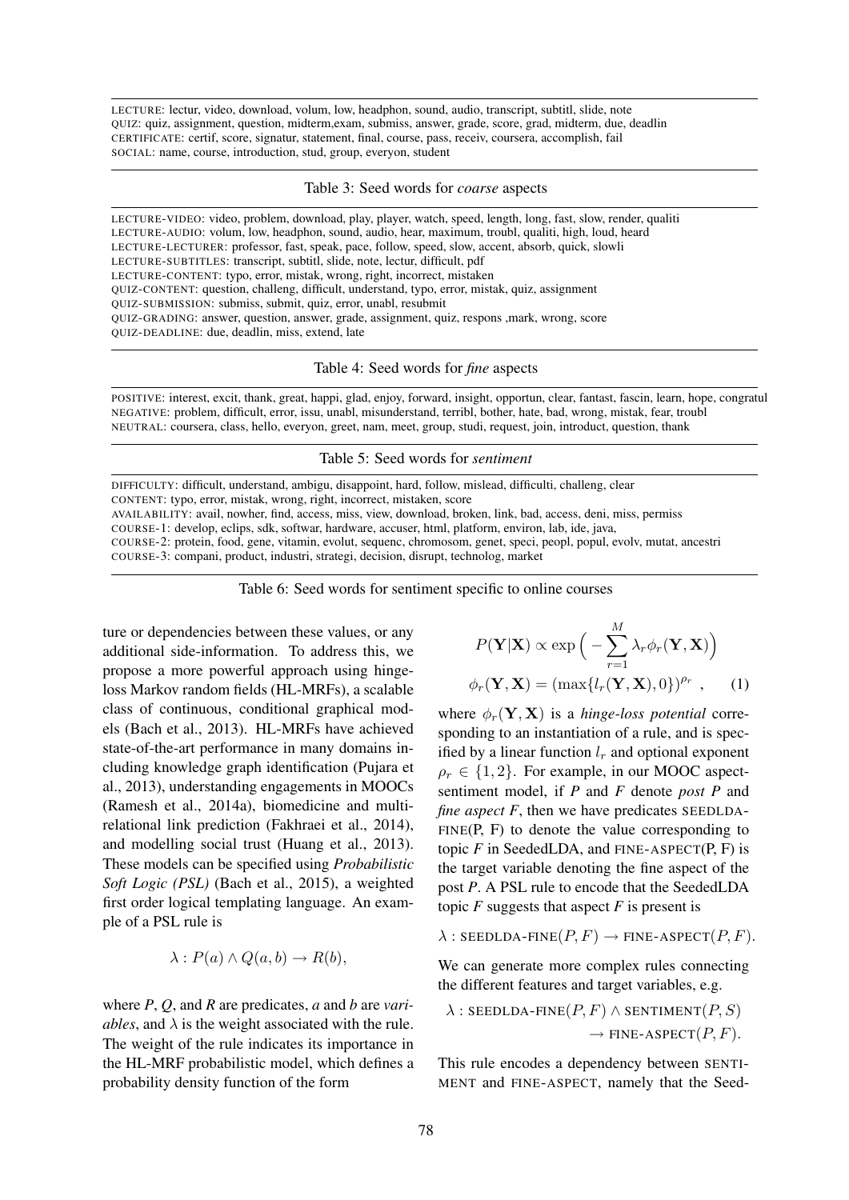LECTURE: lectur, video, download, volum, low, headphon, sound, audio, transcript, subtitl, slide, note
QUIZ: quiz, assignment, question, midterm,exam, submiss, answer, grade, score, grad, midterm, due, deadlin
CERTIFICATE: certif, score, signatur, statement, final, course, pass, receiv, coursera, accomplish, fail
SOCIAL: name, course, introduction, stud, group, everyon, student

Table 3: Seed words for *coarse* aspects

LECTURE-VIDEO: video, problem, download, play, player, watch, speed, length, long, fast, slow, render, qualiti
LECTURE-AUDIO: volum, low, headphon, sound, audio, hear, maximum, troubl, qualiti, high, loud, heard
LECTURE-LECTURER: professor, fast, speak, pace, follow, speed, slow, accent, absorb, quick, slowli
LECTURE-SUBTITLES: transcript, subtitl, slide, note, lectur, difficult, pdf
LECTURE-CONTENT: typo, error, mistak, wrong, right, incorrect, mistaken
QUIZ-CONTENT: question, challeng, difficult, understand, typo, error, mistak, quiz, assignment
QUIZ-SUBMISSION: submiss, submit, quiz, error, unabl, resubmit
QUIZ-GRADING: answer, question, answer, grade, assignment, quiz, respons ,mark, wrong, score
QUIZ-DEADLINE: due, deadlin, miss, extend, late

Table 4: Seed words for *fine* aspects

POSITIVE: interest, excit, thank, great, happi, glad, enjoy, forward, insight, opportun, clear, fantast, fascin, learn, hope, congratul
NEGATIVE: problem, difficult, error, issu, unabl, misunderstand, terribl, bother, hate, bad, wrong, mistak, fear, troubl
NEUTRAL: coursera, class, hello, everyon, greet, nam, meet, group, studi, request, join, introduct, question, thank

Table 5: Seed words for *sentiment*

DIFFICULTY: difficult, understand, ambigu, disappoint, hard, follow, mislead, difficulti, challeng, clear
CONTENT: typo, error, mistak, wrong, right, incorrect, mistaken, score
AVAILABILITY: avail, nowher, find, access, miss, view, download, broken, link, bad, access, deni, miss, permiss
COURSE-1: develop, eclips, sdk, softwar, hardware, accuser, html, platform, environ, lab, ide, java,
COURSE-2: protein, food, gene, vitamin, evolut, sequenc, chromosom, genet, speci, peopl, popul, evolv, mutat, ancestri
COURSE-3: compani, product, industri, strategi, decision, disrupt, technolog, market

Table 6: Seed words for sentiment specific to online courses

ture or dependencies between these values, or any additional side-information. To address this, we propose a more powerful approach using hinge-loss Markov random fields (HL-MRFs), a scalable class of continuous, conditional graphical models (Bach et al., 2013). HL-MRFs have achieved state-of-the-art performance in many domains including knowledge graph identification (Pujara et al., 2013), understanding engagements in MOOCs (Ramesh et al., 2014a), biomedicine and multi-relational link prediction (Fakhraei et al., 2014), and modelling social trust (Huang et al., 2013). These models can be specified using *Probabilistic Soft Logic (PSL)* (Bach et al., 2015), a weighted first order logical templating language. An example of a PSL rule is

$$\lambda : P(a) \wedge Q(a, b) \rightarrow R(b),$$

where *P*, *Q*, and *R* are predicates, *a* and *b* are *variables*, and $\lambda$ is the weight associated with the rule. The weight of the rule indicates its importance in the HL-MRF probabilistic model, which defines a probability density function of the form

$$P(\mathbf{Y}|\mathbf{X}) \propto \exp\Big(-\sum_{r=1}^{M} \lambda_r \phi_r(\mathbf{Y}, \mathbf{X})\Big)$$
$$\phi_r(\mathbf{Y}, \mathbf{X}) = (\max\{l_r(\mathbf{Y}, \mathbf{X}), 0\})^{\rho_r} \,, \qquad (1)$$

where $\phi_r(\mathbf{Y}, \mathbf{X})$ is a *hinge-loss potential* corresponding to an instantiation of a rule, and is specified by a linear function $l_r$ and optional exponent $\rho_r \in \{1, 2\}$. For example, in our MOOC aspect-sentiment model, if *P* and *F* denote *post P* and *fine aspect F*, then we have predicates SEEDLDA-FINE(P, F) to denote the value corresponding to topic *F* in SeededLDA, and FINE-ASPECT(P, F) is the target variable denoting the fine aspect of the post *P*. A PSL rule to encode that the SeededLDA topic *F* suggests that aspect *F* is present is

$$\lambda : \text{SEEDLDA-FINE}(P, F) \rightarrow \text{FINE-ASPECT}(P, F).$$

We can generate more complex rules connecting the different features and target variables, e.g.

$$\lambda : \text{SEEDLDA-FINE}(P, F) \wedge \text{SENTIMENT}(P, S) \rightarrow \text{FINE-ASPECT}(P, F).$$

This rule encodes a dependency between SENTIMENT and FINE-ASPECT, namely that the Seed-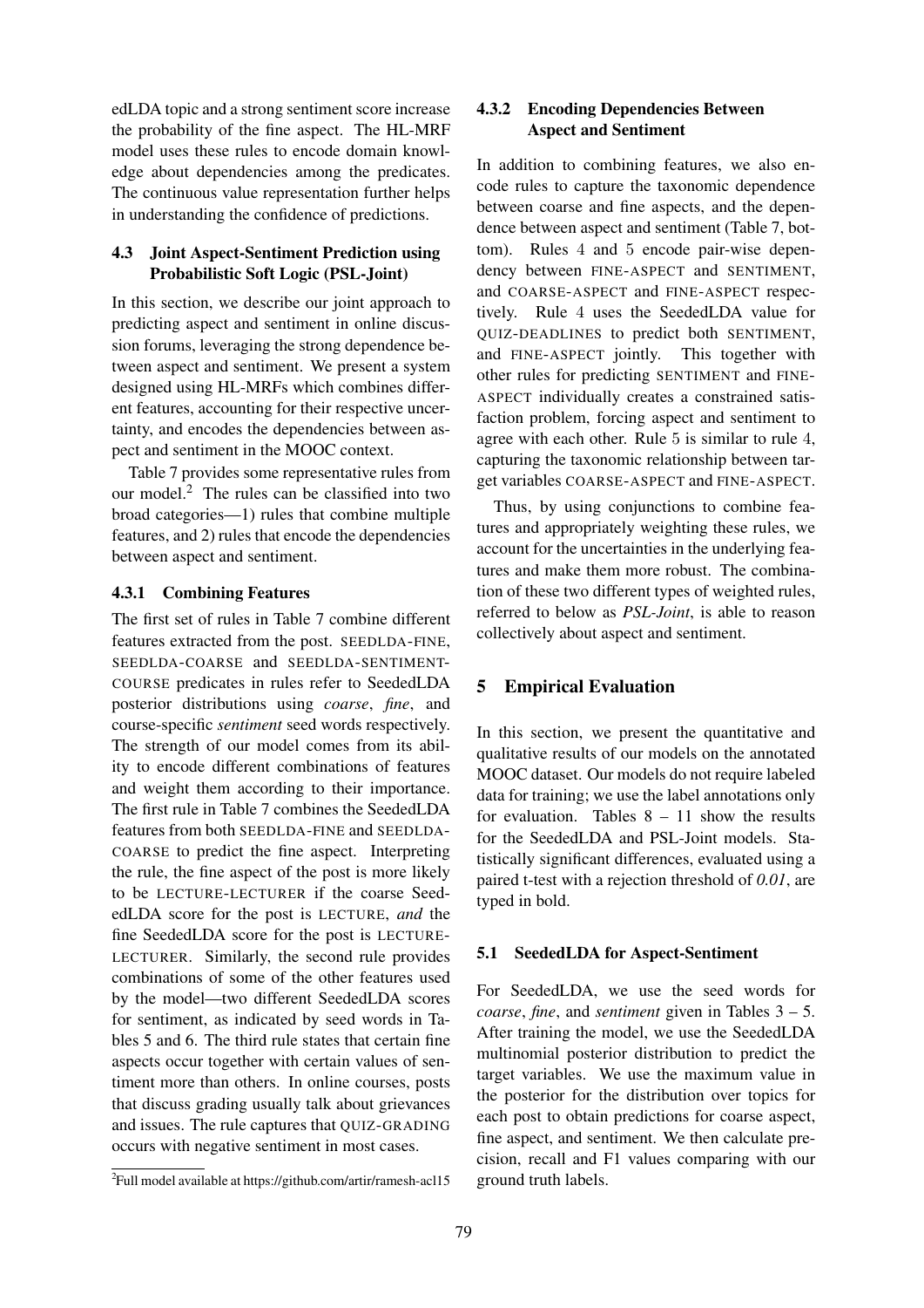edLDA topic and a strong sentiment score increase the probability of the fine aspect. The HL-MRF model uses these rules to encode domain knowledge about dependencies among the predicates. The continuous value representation further helps in understanding the confidence of predictions.

### 4.3 Joint Aspect-Sentiment Prediction using Probabilistic Soft Logic (PSL-Joint)

In this section, we describe our joint approach to predicting aspect and sentiment in online discussion forums, leveraging the strong dependence between aspect and sentiment. We present a system designed using HL-MRFs which combines different features, accounting for their respective uncertainty, and encodes the dependencies between aspect and sentiment in the MOOC context.

Table 7 provides some representative rules from our model.[2] The rules can be classified into two broad categories—1) rules that combine multiple features, and 2) rules that encode the dependencies between aspect and sentiment.

#### 4.3.1 Combining Features

The first set of rules in Table 7 combine different features extracted from the post. SEEDLDA-FINE, SEEDLDA-COARSE and SEEDLDA-SENTIMENT-COURSE predicates in rules refer to SeededLDA posterior distributions using *coarse*, *fine*, and course-specific *sentiment* seed words respectively. The strength of our model comes from its ability to encode different combinations of features and weight them according to their importance. The first rule in Table 7 combines the SeededLDA features from both SEEDLDA-FINE and SEEDLDA-COARSE to predict the fine aspect. Interpreting the rule, the fine aspect of the post is more likely to be LECTURE-LECTURER if the coarse SeededLDA score for the post is LECTURE, *and* the fine SeededLDA score for the post is LECTURE-LECTURER. Similarly, the second rule provides combinations of some of the other features used by the model—two different SeededLDA scores for sentiment, as indicated by seed words in Tables 5 and 6. The third rule states that certain fine aspects occur together with certain values of sentiment more than others. In online courses, posts that discuss grading usually talk about grievances and issues. The rule captures that QUIZ-GRADING occurs with negative sentiment in most cases.

#### 4.3.2 Encoding Dependencies Between Aspect and Sentiment

In addition to combining features, we also encode rules to capture the taxonomic dependence between coarse and fine aspects, and the dependence between aspect and sentiment (Table 7, bottom). Rules 4 and 5 encode pair-wise dependency between FINE-ASPECT and SENTIMENT, and COARSE-ASPECT and FINE-ASPECT respectively. Rule 4 uses the SeededLDA value for QUIZ-DEADLINES to predict both SENTIMENT, and FINE-ASPECT jointly. This together with other rules for predicting SENTIMENT and FINE-ASPECT individually creates a constrained satisfaction problem, forcing aspect and sentiment to agree with each other. Rule 5 is similar to rule 4, capturing the taxonomic relationship between target variables COARSE-ASPECT and FINE-ASPECT.

Thus, by using conjunctions to combine features and appropriately weighting these rules, we account for the uncertainties in the underlying features and make them more robust. The combination of these two different types of weighted rules, referred to below as *PSL-Joint*, is able to reason collectively about aspect and sentiment.

## 5 Empirical Evaluation

In this section, we present the quantitative and qualitative results of our models on the annotated MOOC dataset. Our models do not require labeled data for training; we use the label annotations only for evaluation. Tables 8 – 11 show the results for the SeededLDA and PSL-Joint models. Statistically significant differences, evaluated using a paired t-test with a rejection threshold of *0.01*, are typed in bold.

### 5.1 SeededLDA for Aspect-Sentiment

For SeededLDA, we use the seed words for *coarse*, *fine*, and *sentiment* given in Tables 3 – 5. After training the model, we use the SeededLDA multinomial posterior distribution to predict the target variables. We use the maximum value in the posterior for the distribution over topics for each post to obtain predictions for coarse aspect, fine aspect, and sentiment. We then calculate precision, recall and F1 values comparing with our ground truth labels.

[2] Full model available at https://github.com/artir/ramesh-acl15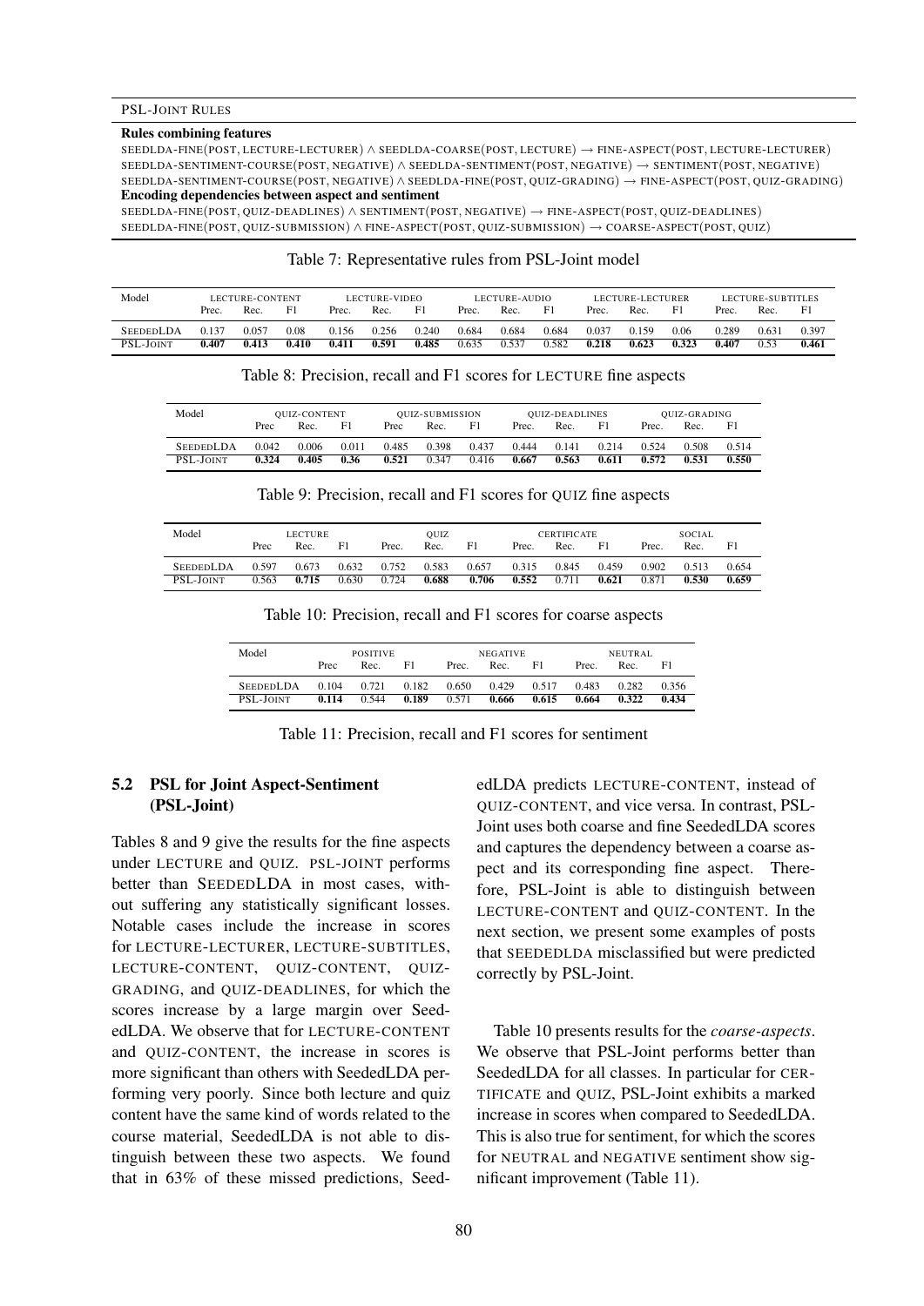| PSL-Joint Rules |
|---|
| **Rules combining features** |
| SEEDLDA-FINE(POST, LECTURE-LECTURER) ∧ SEEDLDA-COARSE(POST, LECTURE) → FINE-ASPECT(POST, LECTURE-LECTURER) |
| SEEDLDA-SENTIMENT-COURSE(POST, NEGATIVE) ∧ SEEDLDA-SENTIMENT(POST, NEGATIVE) → SENTIMENT(POST, NEGATIVE) |
| SEEDLDA-SENTIMENT-COURSE(POST, NEGATIVE) ∧ SEEDLDA-FINE(POST, QUIZ-GRADING) → FINE-ASPECT(POST, QUIZ-GRADING) |
| **Encoding dependencies between aspect and sentiment** |
| SEEDLDA-FINE(POST, QUIZ-DEADLINES) ∧ SENTIMENT(POST, NEGATIVE) → FINE-ASPECT(POST, QUIZ-DEADLINES) |
| SEEDLDA-FINE(POST, QUIZ-SUBMISSION) ∧ FINE-ASPECT(POST, QUIZ-SUBMISSION) → COARSE-ASPECT(POST, QUIZ) |

Table 7: Representative rules from PSL-Joint model

| Model | LECTURE-CONTENT | | | LECTURE-VIDEO | | | LECTURE-AUDIO | | | LECTURE-LECTURER | | | LECTURE-SUBTITLES | | |
|---|---|---|---|---|---|---|---|---|---|---|---|---|---|---|---|
| | Prec. | Rec. | F1 | Prec. | Rec. | F1 | Prec. | Rec. | F1 | Prec. | Rec. | F1 | Prec. | Rec. | F1 |
| SeededLDA | 0.137 | 0.057 | 0.08 | 0.156 | 0.256 | 0.240 | 0.684 | 0.684 | 0.684 | 0.037 | 0.159 | 0.06 | 0.289 | 0.631 | 0.397 |
| PSL-Joint | **0.407** | **0.413** | **0.410** | **0.411** | **0.591** | **0.485** | 0.635 | 0.537 | 0.582 | **0.218** | **0.623** | **0.323** | **0.407** | 0.53 | **0.461** |

Table 8: Precision, recall and F1 scores for LECTURE fine aspects

| Model | QUIZ-CONTENT | | | QUIZ-SUBMISSION | | | QUIZ-DEADLINES | | | QUIZ-GRADING | | |
|---|---|---|---|---|---|---|---|---|---|---|---|---|
| | Prec | Rec. | F1 | Prec | Rec. | F1 | Prec. | Rec. | F1 | Prec. | Rec. | F1 |
| SeededLDA | 0.042 | 0.006 | 0.011 | 0.485 | 0.398 | 0.437 | 0.444 | 0.141 | 0.214 | 0.524 | 0.508 | 0.514 |
| PSL-Joint | **0.324** | **0.405** | **0.36** | **0.521** | 0.347 | 0.416 | **0.667** | **0.563** | **0.611** | **0.572** | **0.531** | **0.550** |

Table 9: Precision, recall and F1 scores for QUIZ fine aspects

| Model | LECTURE | | | QUIZ | | | CERTIFICATE | | | SOCIAL | | |
|---|---|---|---|---|---|---|---|---|---|---|---|---|
| | Prec | Rec. | F1 | Prec. | Rec. | F1 | Prec. | Rec. | F1 | Prec. | Rec. | F1 |
| SeededLDA | 0.597 | 0.673 | 0.632 | 0.752 | 0.583 | 0.657 | 0.315 | 0.845 | 0.459 | 0.902 | 0.513 | 0.654 |
| PSL-Joint | 0.563 | **0.715** | 0.630 | 0.724 | **0.688** | **0.706** | **0.552** | 0.711 | **0.621** | 0.871 | **0.530** | **0.659** |

Table 10: Precision, recall and F1 scores for coarse aspects

| Model | POSITIVE | | | NEGATIVE | | | NEUTRAL | | |
|---|---|---|---|---|---|---|---|---|---|
| | Prec | Rec. | F1 | Prec. | Rec. | F1 | Prec. | Rec. | F1 |
| SeededLDA | 0.104 | 0.721 | 0.182 | 0.650 | 0.429 | 0.517 | 0.483 | 0.282 | 0.356 |
| PSL-Joint | **0.114** | 0.544 | **0.189** | 0.571 | **0.666** | **0.615** | **0.664** | **0.322** | **0.434** |

Table 11: Precision, recall and F1 scores for sentiment

### 5.2 PSL for Joint Aspect-Sentiment (PSL-Joint)

Tables 8 and 9 give the results for the fine aspects under LECTURE and QUIZ. PSL-JOINT performs better than SEEDEDLDA in most cases, without suffering any statistically significant losses. Notable cases include the increase in scores for LECTURE-LECTURER, LECTURE-SUBTITLES, LECTURE-CONTENT, QUIZ-CONTENT, QUIZ-GRADING, and QUIZ-DEADLINES, for which the scores increase by a large margin over SeededLDA. We observe that for LECTURE-CONTENT and QUIZ-CONTENT, the increase in scores is more significant than others with SeededLDA performing very poorly. Since both lecture and quiz content have the same kind of words related to the course material, SeededLDA is not able to distinguish between these two aspects. We found that in 63% of these missed predictions, SeededLDA predicts LECTURE-CONTENT, instead of QUIZ-CONTENT, and vice versa. In contrast, PSL-Joint uses both coarse and fine SeededLDA scores and captures the dependency between a coarse aspect and its corresponding fine aspect. Therefore, PSL-Joint is able to distinguish between LECTURE-CONTENT and QUIZ-CONTENT. In the next section, we present some examples of posts that SEEDEDLDA misclassified but were predicted correctly by PSL-Joint.

Table 10 presents results for the *coarse-aspects*. We observe that PSL-Joint performs better than SeededLDA for all classes. In particular for CERTIFICATE and QUIZ, PSL-Joint exhibits a marked increase in scores when compared to SeededLDA. This is also true for sentiment, for which the scores for NEUTRAL and NEGATIVE sentiment show significant improvement (Table 11).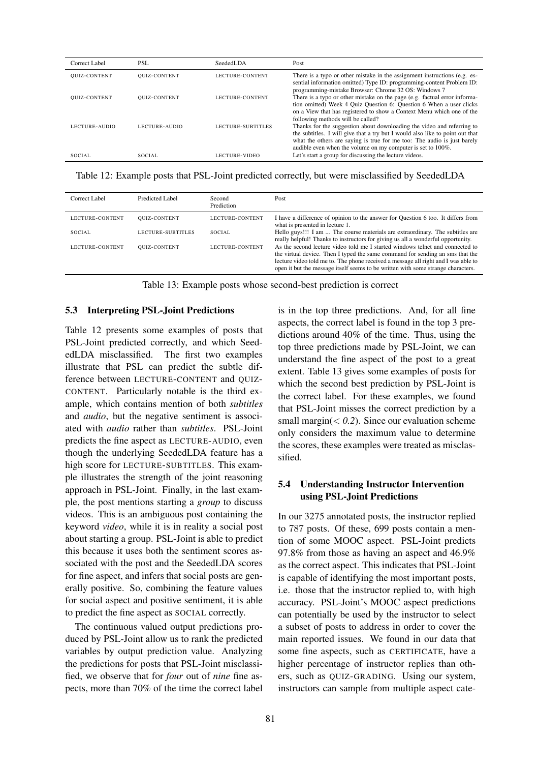| Correct Label | PSL | SeededLDA | Post |
|---|---|---|---|
| QUIZ-CONTENT | QUIZ-CONTENT | LECTURE-CONTENT | There is a typo or other mistake in the assignment instructions (e.g. essential information omitted) Type ID: programming-content Problem ID: programming-mistake Browser: Chrome 32 OS: Windows 7 |
| QUIZ-CONTENT | QUIZ-CONTENT | LECTURE-CONTENT | There is a typo or other mistake on the page (e.g. factual error information omitted) Week 4 Quiz Question 6: Question 6 When a user clicks on a View that has registered to show a Context Menu which one of the following methods will be called? |
| LECTURE-AUDIO | LECTURE-AUDIO | LECTURE-SUBTITLES | Thanks for the suggestion about downloading the video and referring to the subtitles. I will give that a try but I would also like to point out that what the others are saying is true for me too: The audio is just barely audible even when the volume on my computer is set to 100%. |
| SOCIAL | SOCIAL | LECTURE-VIDEO | Let's start a group for discussing the lecture videos. |

Table 12: Example posts that PSL-Joint predicted correctly, but were misclassified by SeededLDA

| Correct Label | Predicted Label | Second Prediction | Post |
|---|---|---|---|
| LECTURE-CONTENT | QUIZ-CONTENT | LECTURE-CONTENT | I have a difference of opinion to the answer for Question 6 too. It differs from what is presented in lecture 1. |
| SOCIAL | LECTURE-SUBTITLES | SOCIAL | Hello guys!!! I am ... The course materials are extraordinary. The subtitles are really helpful! Thanks to instructors for giving us all a wonderful opportunity. |
| LECTURE-CONTENT | QUIZ-CONTENT | LECTURE-CONTENT | As the second lecture video told me I started windows telnet and connected to the virtual device. Then I typed the same command for sending an sms that the lecture video told me to. The phone received a message all right and I was able to open it but the message itself seems to be written with some strange characters. |

Table 13: Example posts whose second-best prediction is correct

### 5.3 Interpreting PSL-Joint Predictions

Table 12 presents some examples of posts that PSL-Joint predicted correctly, and which SeededLDA misclassified. The first two examples illustrate that PSL can predict the subtle difference between LECTURE-CONTENT and QUIZ-CONTENT. Particularly notable is the third example, which contains mention of both *subtitles* and *audio*, but the negative sentiment is associated with *audio* rather than *subtitles*. PSL-Joint predicts the fine aspect as LECTURE-AUDIO, even though the underlying SeededLDA feature has a high score for LECTURE-SUBTITLES. This example illustrates the strength of the joint reasoning approach in PSL-Joint. Finally, in the last example, the post mentions starting a *group* to discuss videos. This is an ambiguous post containing the keyword *video*, while it is in reality a social post about starting a group. PSL-Joint is able to predict this because it uses both the sentiment scores associated with the post and the SeededLDA scores for fine aspect, and infers that social posts are generally positive. So, combining the feature values for social aspect and positive sentiment, it is able to predict the fine aspect as SOCIAL correctly.

The continuous valued output predictions produced by PSL-Joint allow us to rank the predicted variables by output prediction value. Analyzing the predictions for posts that PSL-Joint misclassified, we observe that for *four* out of *nine* fine aspects, more than 70% of the time the correct label is in the top three predictions. And, for all fine aspects, the correct label is found in the top 3 predictions around 40% of the time. Thus, using the top three predictions made by PSL-Joint, we can understand the fine aspect of the post to a great extent. Table 13 gives some examples of posts for which the second best prediction by PSL-Joint is the correct label. For these examples, we found that PSL-Joint misses the correct prediction by a small margin($< 0.2$). Since our evaluation scheme only considers the maximum value to determine the scores, these examples were treated as misclassified.

### 5.4 Understanding Instructor Intervention using PSL-Joint Predictions

In our 3275 annotated posts, the instructor replied to 787 posts. Of these, 699 posts contain a mention of some MOOC aspect. PSL-Joint predicts 97.8% from those as having an aspect and 46.9% as the correct aspect. This indicates that PSL-Joint is capable of identifying the most important posts, i.e. those that the instructor replied to, with high accuracy. PSL-Joint's MOOC aspect predictions can potentially be used by the instructor to select a subset of posts to address in order to cover the main reported issues. We found in our data that some fine aspects, such as CERTIFICATE, have a higher percentage of instructor replies than others, such as QUIZ-GRADING. Using our system, instructors can sample from multiple aspect cate-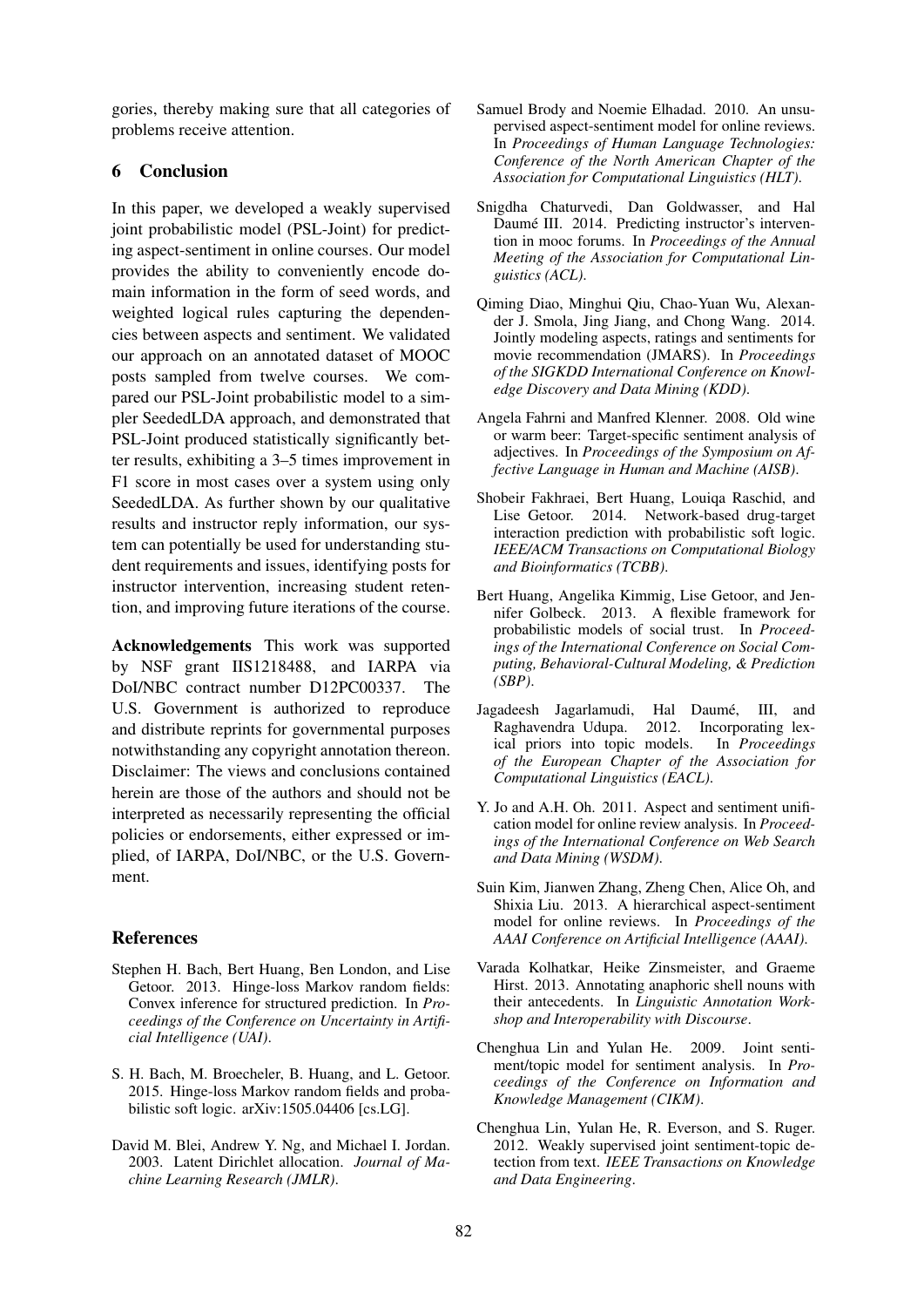gories, thereby making sure that all categories of problems receive attention.

## 6 Conclusion

In this paper, we developed a weakly supervised joint probabilistic model (PSL-Joint) for predicting aspect-sentiment in online courses. Our model provides the ability to conveniently encode domain information in the form of seed words, and weighted logical rules capturing the dependencies between aspects and sentiment. We validated our approach on an annotated dataset of MOOC posts sampled from twelve courses. We compared our PSL-Joint probabilistic model to a simpler SeededLDA approach, and demonstrated that PSL-Joint produced statistically significantly better results, exhibiting a 3–5 times improvement in F1 score in most cases over a system using only SeededLDA. As further shown by our qualitative results and instructor reply information, our system can potentially be used for understanding student requirements and issues, identifying posts for instructor intervention, increasing student retention, and improving future iterations of the course.

**Acknowledgements** This work was supported by NSF grant IIS1218488, and IARPA via DoI/NBC contract number D12PC00337. The U.S. Government is authorized to reproduce and distribute reprints for governmental purposes notwithstanding any copyright annotation thereon. Disclaimer: The views and conclusions contained herein are those of the authors and should not be interpreted as necessarily representing the official policies or endorsements, either expressed or implied, of IARPA, DoI/NBC, or the U.S. Government.

## References

Stephen H. Bach, Bert Huang, Ben London, and Lise Getoor. 2013. Hinge-loss Markov random fields: Convex inference for structured prediction. In *Proceedings of the Conference on Uncertainty in Artificial Intelligence (UAI)*.

S. H. Bach, M. Broecheler, B. Huang, and L. Getoor. 2015. Hinge-loss Markov random fields and probabilistic soft logic. arXiv:1505.04406 [cs.LG].

David M. Blei, Andrew Y. Ng, and Michael I. Jordan. 2003. Latent Dirichlet allocation. *Journal of Machine Learning Research (JMLR)*.

Samuel Brody and Noemie Elhadad. 2010. An unsupervised aspect-sentiment model for online reviews. In *Proceedings of Human Language Technologies: Conference of the North American Chapter of the Association for Computational Linguistics (HLT)*.

Snigdha Chaturvedi, Dan Goldwasser, and Hal Daumé III. 2014. Predicting instructor's intervention in mooc forums. In *Proceedings of the Annual Meeting of the Association for Computational Linguistics (ACL)*.

Qiming Diao, Minghui Qiu, Chao-Yuan Wu, Alexander J. Smola, Jing Jiang, and Chong Wang. 2014. Jointly modeling aspects, ratings and sentiments for movie recommendation (JMARS). In *Proceedings of the SIGKDD International Conference on Knowledge Discovery and Data Mining (KDD)*.

Angela Fahrni and Manfred Klenner. 2008. Old wine or warm beer: Target-specific sentiment analysis of adjectives. In *Proceedings of the Symposium on Affective Language in Human and Machine (AISB)*.

Shobeir Fakhraei, Bert Huang, Louiqa Raschid, and Lise Getoor. 2014. Network-based drug-target interaction prediction with probabilistic soft logic. *IEEE/ACM Transactions on Computational Biology and Bioinformatics (TCBB)*.

Bert Huang, Angelika Kimmig, Lise Getoor, and Jennifer Golbeck. 2013. A flexible framework for probabilistic models of social trust. In *Proceedings of the International Conference on Social Computing, Behavioral-Cultural Modeling, & Prediction (SBP)*.

Jagadeesh Jagarlamudi, Hal Daumé, III, and Raghavendra Udupa. 2012. Incorporating lexical priors into topic models. In *Proceedings of the European Chapter of the Association for Computational Linguistics (EACL)*.

Y. Jo and A.H. Oh. 2011. Aspect and sentiment unification model for online review analysis. In *Proceedings of the International Conference on Web Search and Data Mining (WSDM)*.

Suin Kim, Jianwen Zhang, Zheng Chen, Alice Oh, and Shixia Liu. 2013. A hierarchical aspect-sentiment model for online reviews. In *Proceedings of the AAAI Conference on Artificial Intelligence (AAAI)*.

Varada Kolhatkar, Heike Zinsmeister, and Graeme Hirst. 2013. Annotating anaphoric shell nouns with their antecedents. In *Linguistic Annotation Workshop and Interoperability with Discourse*.

Chenghua Lin and Yulan He. 2009. Joint sentiment/topic model for sentiment analysis. In *Proceedings of the Conference on Information and Knowledge Management (CIKM)*.

Chenghua Lin, Yulan He, R. Everson, and S. Ruger. 2012. Weakly supervised joint sentiment-topic detection from text. *IEEE Transactions on Knowledge and Data Engineering*.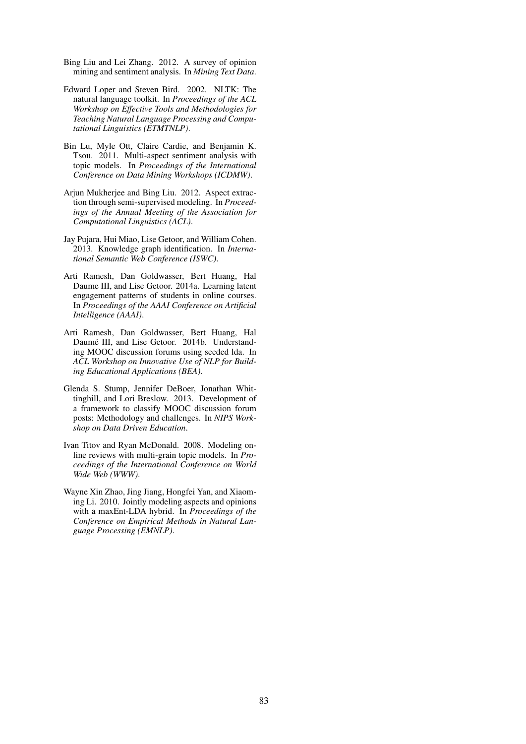Bing Liu and Lei Zhang. 2012. A survey of opinion mining and sentiment analysis. In *Mining Text Data*.

Edward Loper and Steven Bird. 2002. NLTK: The natural language toolkit. In *Proceedings of the ACL Workshop on Effective Tools and Methodologies for Teaching Natural Language Processing and Computational Linguistics (ETMTNLP)*.

Bin Lu, Myle Ott, Claire Cardie, and Benjamin K. Tsou. 2011. Multi-aspect sentiment analysis with topic models. In *Proceedings of the International Conference on Data Mining Workshops (ICDMW)*.

Arjun Mukherjee and Bing Liu. 2012. Aspect extraction through semi-supervised modeling. In *Proceedings of the Annual Meeting of the Association for Computational Linguistics (ACL)*.

Jay Pujara, Hui Miao, Lise Getoor, and William Cohen. 2013. Knowledge graph identification. In *International Semantic Web Conference (ISWC)*.

Arti Ramesh, Dan Goldwasser, Bert Huang, Hal Daume III, and Lise Getoor. 2014a. Learning latent engagement patterns of students in online courses. In *Proceedings of the AAAI Conference on Artificial Intelligence (AAAI)*.

Arti Ramesh, Dan Goldwasser, Bert Huang, Hal Daumé III, and Lise Getoor. 2014b. Understanding MOOC discussion forums using seeded lda. In *ACL Workshop on Innovative Use of NLP for Building Educational Applications (BEA)*.

Glenda S. Stump, Jennifer DeBoer, Jonathan Whittinghill, and Lori Breslow. 2013. Development of a framework to classify MOOC discussion forum posts: Methodology and challenges. In *NIPS Workshop on Data Driven Education*.

Ivan Titov and Ryan McDonald. 2008. Modeling online reviews with multi-grain topic models. In *Proceedings of the International Conference on World Wide Web (WWW)*.

Wayne Xin Zhao, Jing Jiang, Hongfei Yan, and Xiaoming Li. 2010. Jointly modeling aspects and opinions with a maxEnt-LDA hybrid. In *Proceedings of the Conference on Empirical Methods in Natural Language Processing (EMNLP)*.